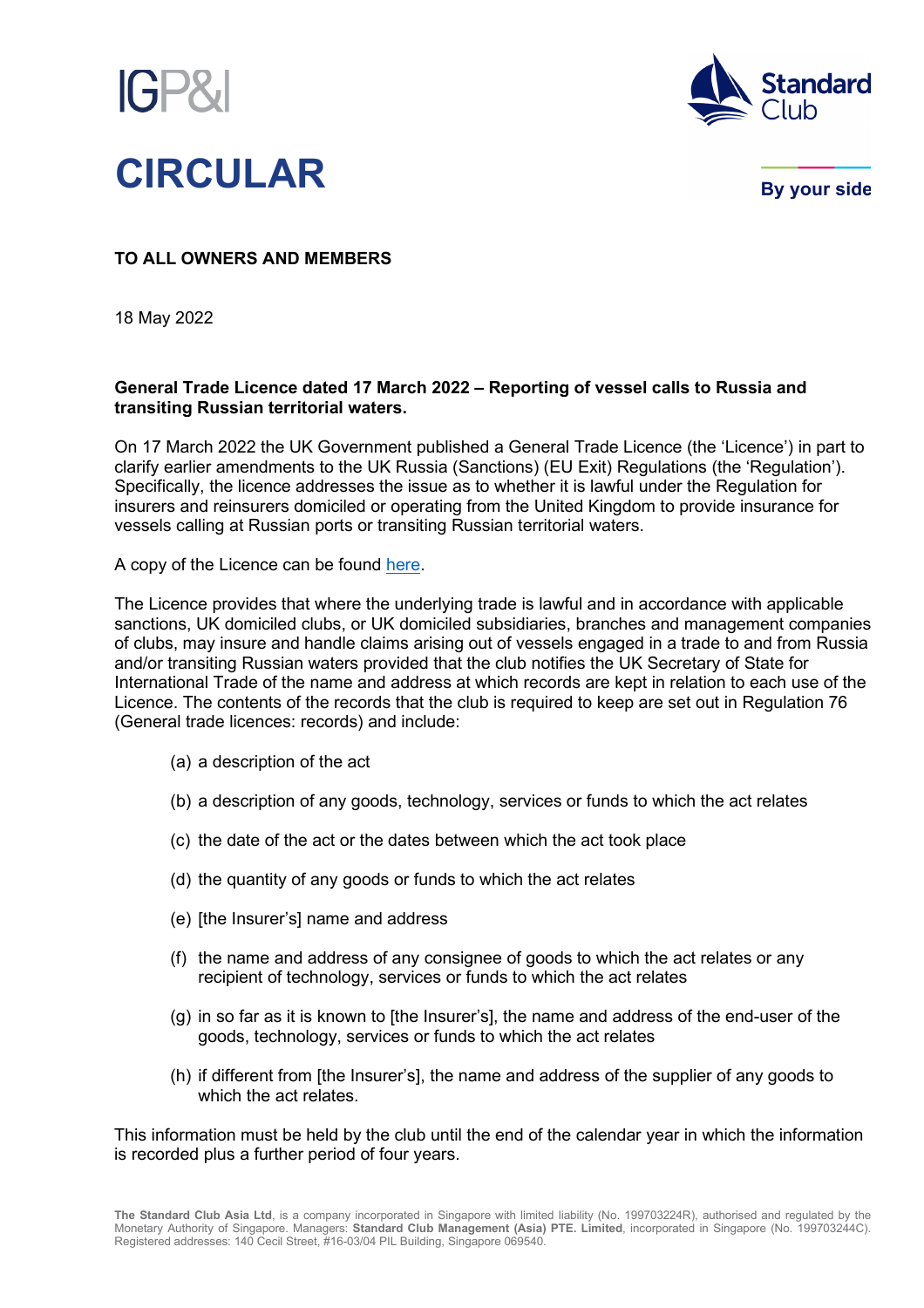# CIRCULAR

**TO ALL OWNERS AND MEMBERS**

18 May 2022

**General Trade Licence dated 17 March 2022 – Reporting of vessel calls to Russia and transiting Russian territorial waters.**

On 17 March 2022 the UK Government published a General Trade Licence (the 'Licence') in part to clarify earlier amendments to the UK Russia (Sanctions) (EU Exit) Regulations (the 'Regulation'). Specifically, the licence addresses the issue as to whether it is lawful under the Regulation for insurers and reinsurers domiciled or operating from the United Kingdom to provide insurance for vessels calling at Russian ports or transiting Russian territorial waters.

A copy of the Licence can be found here.

The Licence provides that where the underlying trade is lawful and in accordance with applicable sanctions, UK domiciled clubs, or UK domiciled subsidiaries, branches and management companies of clubs, may insure and handle claims arising out of vessels engaged in a trade to and from Russia and/or transiting Russian waters provided that the club notifies the UK Secretary of State for International Trade of the name and address at which records are kept in relation to each use of the Licence. The contents of the records that the club is required to keep are set out in Regulation 76 (General trade licences: records) and include:

(a) a description of the act

(b) a description of any goods, technology, services or funds to which the act relates

(c) the date of the act or the dates between which the act took place

(d) the quantity of any goods or funds to which the act relates

(e) [the Insurer's] name and address

(f) the name and address of any consignee of goods to which the act relates or any recipient of technology, services or funds to which the act relates

(g) in so far as it is known to [the Insurer's], the name and address of the end-user of the goods, technology, services or funds to which the act relates

(h) if different from [the Insurer's], the name and address of the supplier of any goods to which the act relates.

This information must be held by the club until the end of the calendar year in which the information is recorded plus a further period of four years.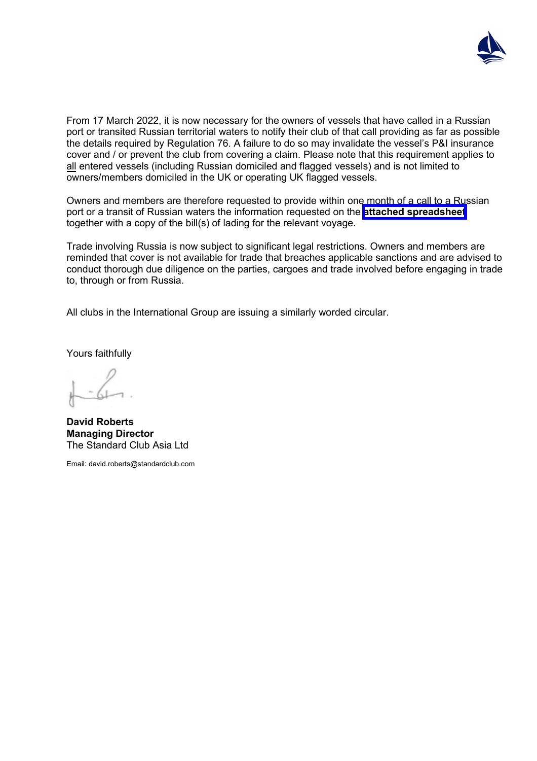From 17 March 2022, it is now necessary for the owners of vessels that have called in a Russian port or transited Russian territorial waters to notify their club of that call providing as far as possible the details required by Regulation 76. A failure to do so may invalidate the vessel's P&I insurance cover and / or prevent the club from covering a claim. Please note that this requirement applies to all entered vessels (including Russian domiciled and flagged vessels) and is not limited to owners/members domiciled in the UK or operating UK flagged vessels.

Owners and members are therefore requested to provide within one month of a call to a Russian port or a transit of Russian waters the information requested on the **attached spreadsheet** together with a copy of the bill(s) of lading for the relevant voyage.

Trade involving Russia is now subject to significant legal restrictions. Owners and members are reminded that cover is not available for trade that breaches applicable sanctions and are advised to conduct thorough due diligence on the parties, cargoes and trade involved before engaging in trade to, through or from Russia.

All clubs in the International Group are issuing a similarly worded circular.

Yours faithfully

**David Roberts**
**Managing Director**
The Standard Club Asia Ltd

Email: david.roberts@standardclub.com